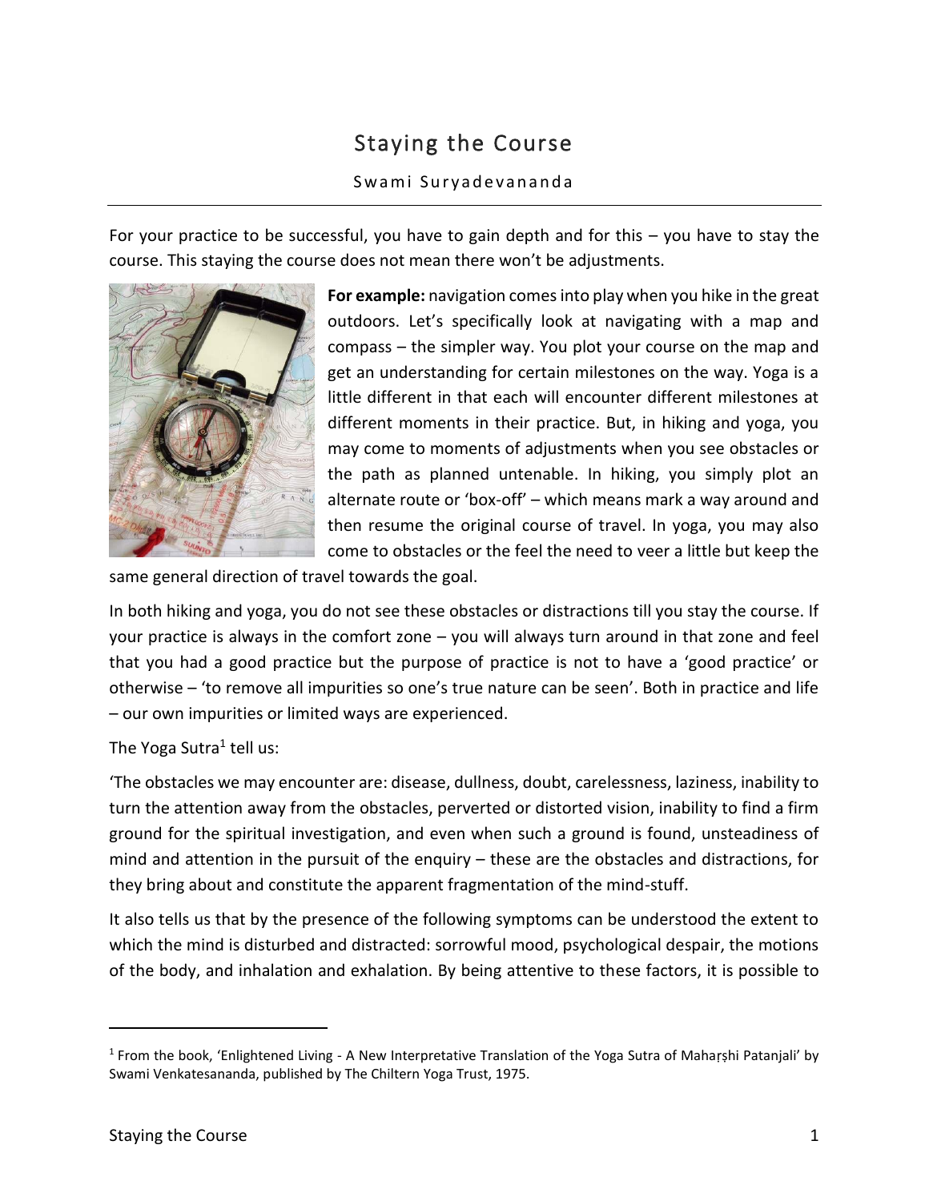# Staying the Course

Swami Suryadevananda

For your practice to be successful, you have to gain depth and for this – you have to stay the course. This staying the course does not mean there won't be adjustments.

**For example:** navigation comes into play when you hike in the great outdoors. Let's specifically look at navigating with a map and compass – the simpler way. You plot your course on the map and get an understanding for certain milestones on the way. Yoga is a little different in that each will encounter different milestones at different moments in their practice. But, in hiking and yoga, you may come to moments of adjustments when you see obstacles or the path as planned untenable. In hiking, you simply plot an alternate route or 'box-off' – which means mark a way around and then resume the original course of travel. In yoga, you may also come to obstacles or the feel the need to veer a little but keep the same general direction of travel towards the goal.

In both hiking and yoga, you do not see these obstacles or distractions till you stay the course. If your practice is always in the comfort zone – you will always turn around in that zone and feel that you had a good practice but the purpose of practice is not to have a 'good practice' or otherwise – 'to remove all impurities so one's true nature can be seen'. Both in practice and life – our own impurities or limited ways are experienced.

The Yoga Sutra[1] tell us:

'The obstacles we may encounter are: disease, dullness, doubt, carelessness, laziness, inability to turn the attention away from the obstacles, perverted or distorted vision, inability to find a firm ground for the spiritual investigation, and even when such a ground is found, unsteadiness of mind and attention in the pursuit of the enquiry – these are the obstacles and distractions, for they bring about and constitute the apparent fragmentation of the mind-stuff.

It also tells us that by the presence of the following symptoms can be understood the extent to which the mind is disturbed and distracted: sorrowful mood, psychological despair, the motions of the body, and inhalation and exhalation. By being attentive to these factors, it is possible to

---

[1] From the book, 'Enlightened Living - A New Interpretative Translation of the Yoga Sutra of Maharṣhi Patanjali' by Swami Venkatesananda, published by The Chiltern Yoga Trust, 1975.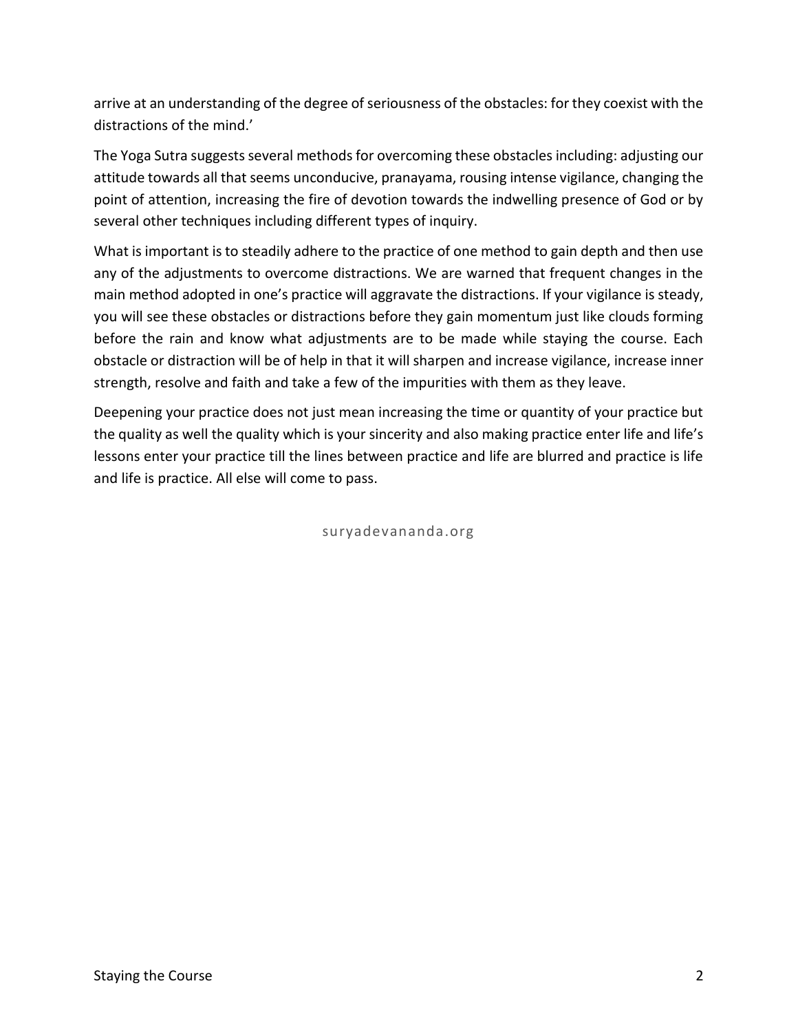arrive at an understanding of the degree of seriousness of the obstacles: for they coexist with the distractions of the mind.'

The Yoga Sutra suggests several methods for overcoming these obstacles including: adjusting our attitude towards all that seems unconducive, pranayama, rousing intense vigilance, changing the point of attention, increasing the fire of devotion towards the indwelling presence of God or by several other techniques including different types of inquiry.

What is important is to steadily adhere to the practice of one method to gain depth and then use any of the adjustments to overcome distractions. We are warned that frequent changes in the main method adopted in one's practice will aggravate the distractions. If your vigilance is steady, you will see these obstacles or distractions before they gain momentum just like clouds forming before the rain and know what adjustments are to be made while staying the course. Each obstacle or distraction will be of help in that it will sharpen and increase vigilance, increase inner strength, resolve and faith and take a few of the impurities with them as they leave.

Deepening your practice does not just mean increasing the time or quantity of your practice but the quality as well the quality which is your sincerity and also making practice enter life and life's lessons enter your practice till the lines between practice and life are blurred and practice is life and life is practice. All else will come to pass.

suryadevananda.org